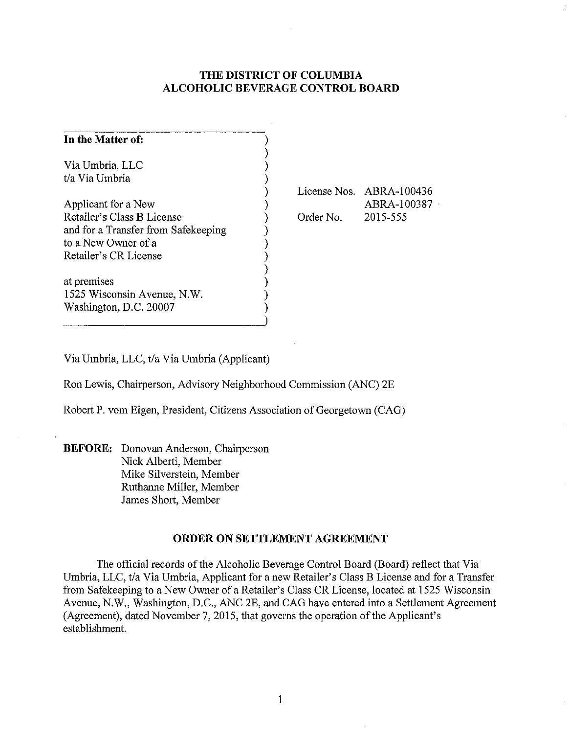# THE DISTRICT OF COLUMBIA ALCOHOLIC BEVERAGE CONTROL BOARD

| In the Matter of: | | |
|---|---|---|
| Via Umbria, LLC<br>t/a Via Umbria | | |
| Applicant for a New<br>Retailer's Class B License<br>and for a Transfer from Safekeeping<br>to a New Owner of a<br>Retailer's CR License | License Nos. | ABRA-100436<br>ABRA-100387 |
| | Order No. | 2015-555 |
| at premises<br>1525 Wisconsin Avenue, N.W.<br>Washington, D.C. 20007 | | |

Via Umbria, LLC, t/a Via Umbria (Applicant)

Ron Lewis, Chairperson, Advisory Neighborhood Commission (ANC) 2E

Robert P. vom Eigen, President, Citizens Association of Georgetown (CAG)

**BEFORE:** Donovan Anderson, Chairperson
Nick Alberti, Member
Mike Silverstein, Member
Ruthanne Miller, Member
James Short, Member

## ORDER ON SETTLEMENT AGREEMENT

The official records of the Alcoholic Beverage Control Board (Board) reflect that Via Umbria, LLC, t/a Via Umbria, Applicant for a new Retailer's Class B License and for a Transfer from Safekeeping to a New Owner of a Retailer's Class CR License, located at 1525 Wisconsin Avenue, N.W., Washington, D.C., ANC 2E, and CAG have entered into a Settlement Agreement (Agreement), dated November 7, 2015, that governs the operation of the Applicant's establishment.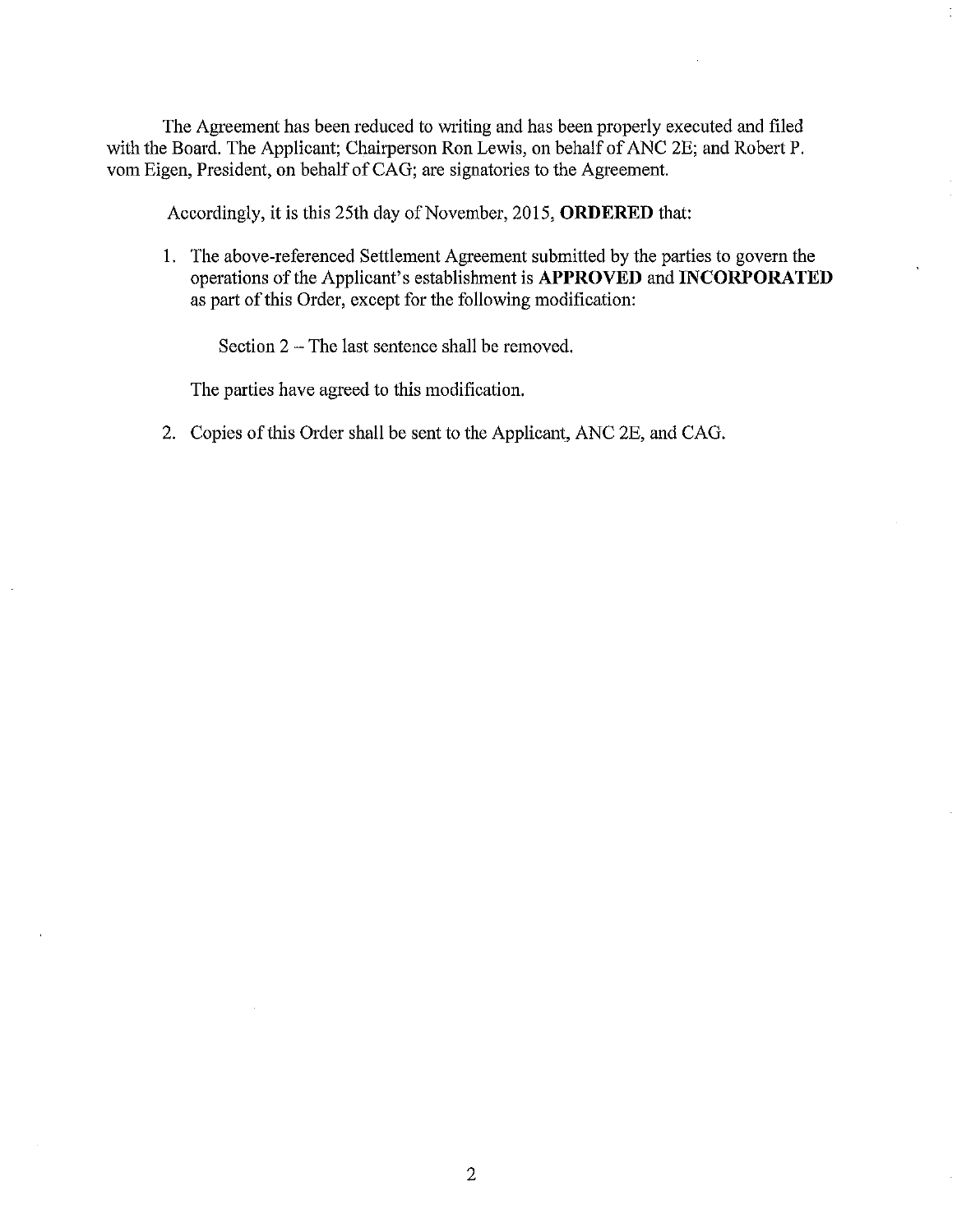The Agreement has been reduced to writing and has been properly executed and filed with the Board. The Applicant; Chairperson Ron Lewis, on behalf of ANC 2E; and Robert P. vom Eigen, President, on behalf of CAG; are signatories to the Agreement.

Accordingly, it is this 25th day of November, 2015, **ORDERED** that:

1. The above-referenced Settlement Agreement submitted by the parties to govern the operations of the Applicant's establishment is **APPROVED** and **INCORPORATED** as part of this Order, except for the following modification:

   Section 2 – The last sentence shall be removed.

   The parties have agreed to this modification.

2. Copies of this Order shall be sent to the Applicant, ANC 2E, and CAG.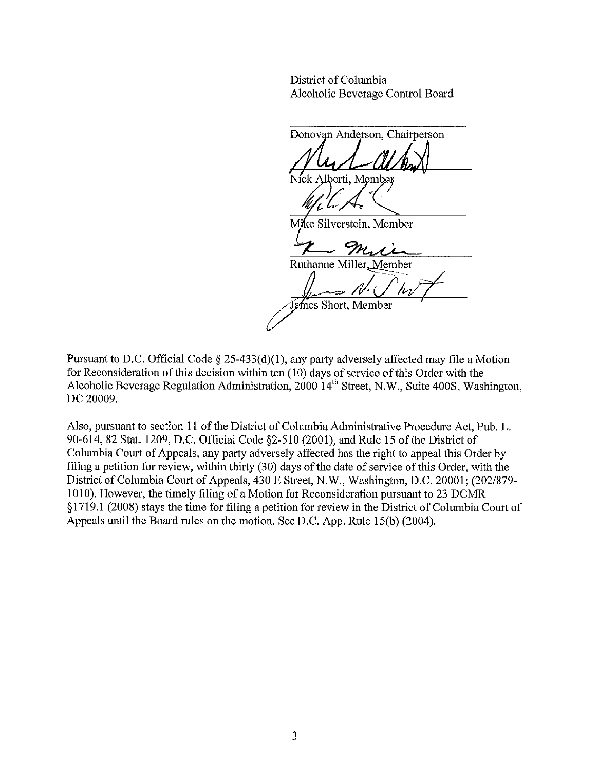District of Columbia
Alcoholic Beverage Control Board

Donovan Anderson, Chairperson

Nick Alberti, Member

Mike Silverstein, Member

Ruthanne Miller, Member

James Short, Member

Pursuant to D.C. Official Code § 25-433(d)(1), any party adversely affected may file a Motion for Reconsideration of this decision within ten (10) days of service of this Order with the Alcoholic Beverage Regulation Administration, 2000 14th Street, N.W., Suite 400S, Washington, DC 20009.

Also, pursuant to section 11 of the District of Columbia Administrative Procedure Act, Pub. L. 90-614, 82 Stat. 1209, D.C. Official Code §2-510 (2001), and Rule 15 of the District of Columbia Court of Appeals, any party adversely affected has the right to appeal this Order by filing a petition for review, within thirty (30) days of the date of service of this Order, with the District of Columbia Court of Appeals, 430 E Street, N.W., Washington, D.C. 20001; (202/879-1010). However, the timely filing of a Motion for Reconsideration pursuant to 23 DCMR §1719.1 (2008) stays the time for filing a petition for review in the District of Columbia Court of Appeals until the Board rules on the motion. See D.C. App. Rule 15(b) (2004).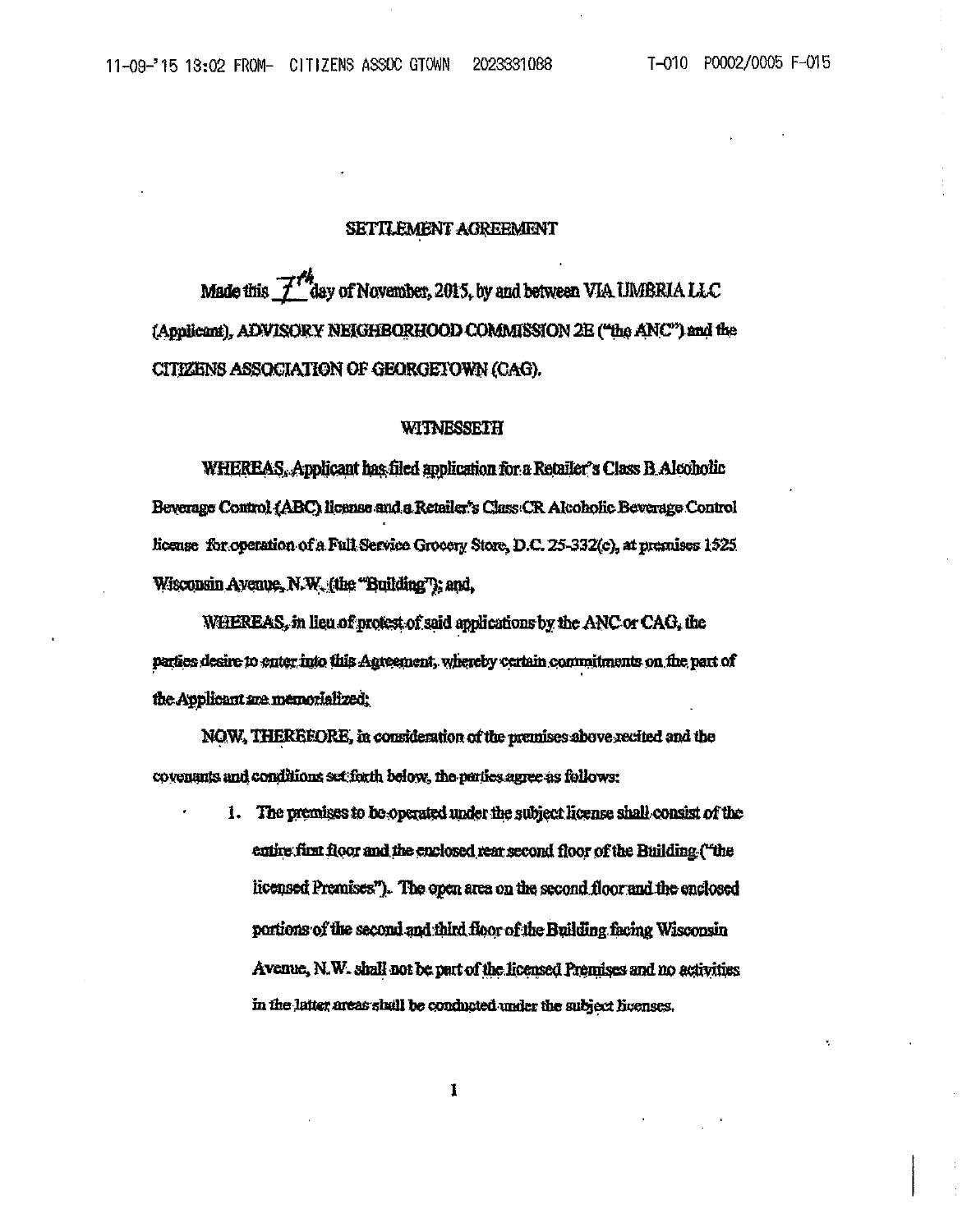# SETTLEMENT AGREEMENT

Made this 7th day of November, 2015, by and between VIA UMBRIA LLC (Applicant), ADVISORY NEIGHBORHOOD COMMISSION 2E ("the ANC") and the CITIZENS ASSOCIATION OF GEORGETOWN (CAG).

## WITNESSETH

WHEREAS, Applicant has filed application for a Retailer's Class B Alcoholic Beverage Control (ABC) license and a Retailer's Class CR Alcoholic Beverage Control license for operation of a Full Service Grocery Store, D.C. 25-332(c), at premises 1525 Wisconsin Avenue, N.W. (the "Building"); and,

WHEREAS, in lieu of protest of said applications by the ANC or CAG, the parties desire to enter into this Agreement, whereby certain commitments on the part of the Applicant are memorialized;

NOW, THEREFORE, in consideration of the premises above recited and the covenants and conditions set forth below, the parties agree as follows:

1. The premises to be operated under the subject license shall consist of the entire first floor and the enclosed rear second floor of the Building ("the licensed Premises"). The open area on the second floor and the enclosed portions of the second and third floor of the Building facing Wisconsin Avenue, N.W. shall not be part of the licensed Premises and no activities in the latter areas shall be conducted under the subject licenses.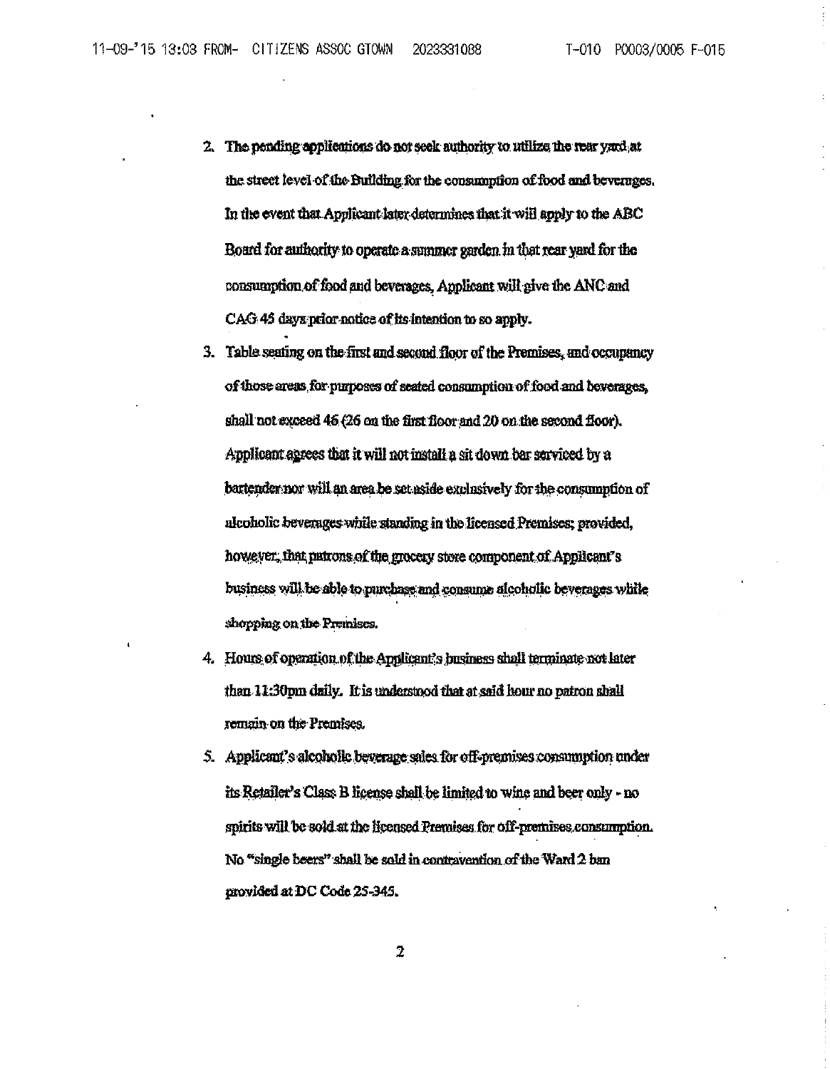2. The pending applications do not seek authority to utilize the rear yard at the street level of the Building for the consumption of food and beverages. In the event that Applicant later determines that it will apply to the ABC Board for authority to operate a summer garden in that rear yard for the consumption of food and beverages, Applicant will give the ANC and CAG 45 days prior notice of its intention to so apply.

3. Table seating on the first and second floor of the Premises, and occupancy of those areas for purposes of seated consumption of food and beverages, shall not exceed 46 (26 on the first floor and 20 on the second floor). Applicant agrees that it will not install a sit down bar serviced by a bartender nor will an area be set aside exclusively for the consumption of alcoholic beverages while standing in the licensed Premises; provided, however, that patrons of the grocery store component of Applicant's business will be able to purchase and consume alcoholic beverages while shopping on the Premises.

4. Hours of operation of the Applicant's business shall terminate not later than 11:30pm daily. It is understood that at said hour no patron shall remain on the Premises.

5. Applicant's alcoholic beverage sales for off-premises consumption under its Retailer's Class B license shall be limited to wine and beer only - no spirits will be sold at the licensed Premises for off-premises consumption. No "single beers" shall be sold in contravention of the Ward 2 ban provided at DC Code 25-345.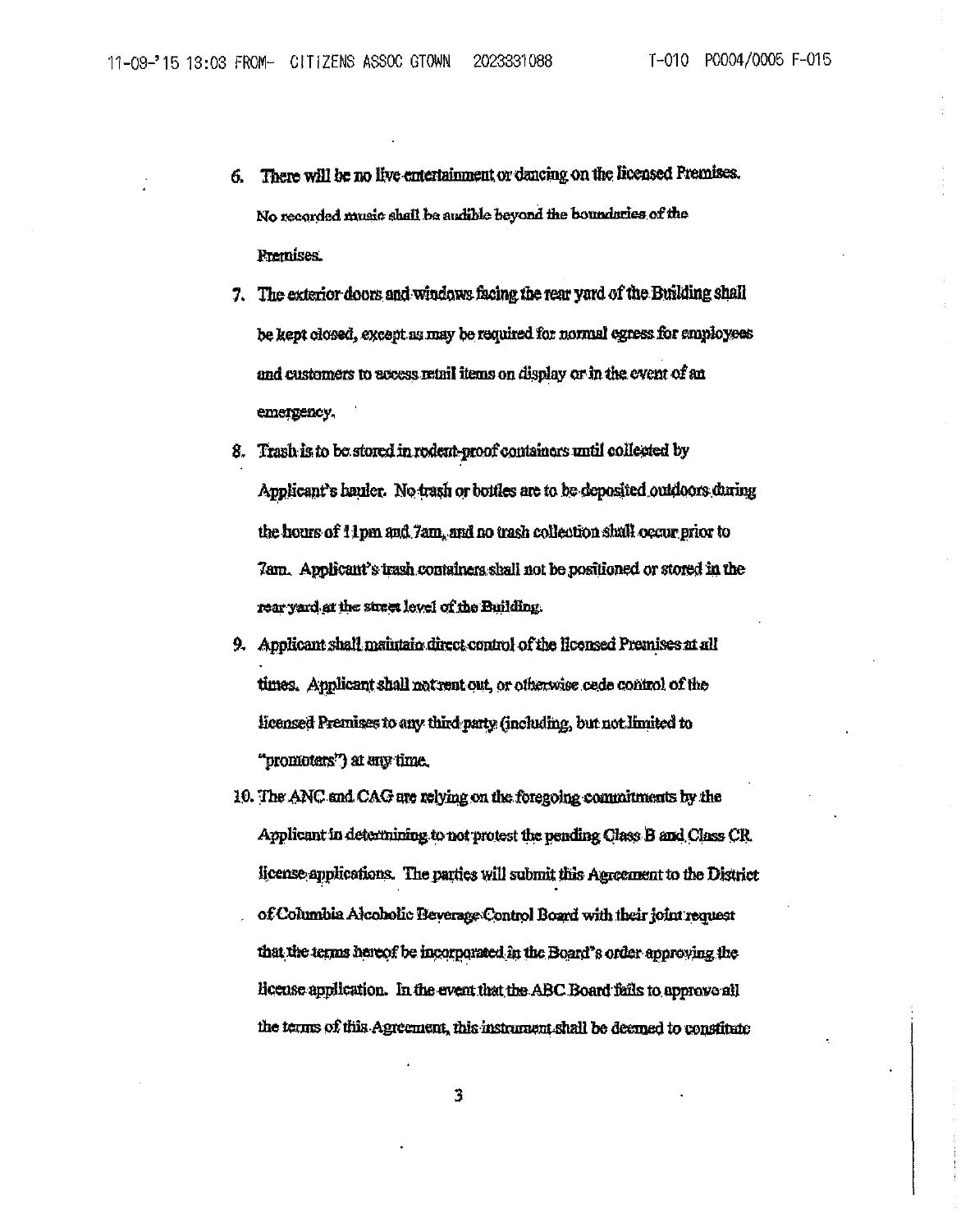6. There will be no live entertainment or dancing on the licensed Premises. No recorded music shall be audible beyond the boundaries of the Premises.

7. The exterior doors and windows facing the rear yard of the Building shall be kept closed, except as may be required for normal egress for employees and customers to access retail items on display or in the event of an emergency.

8. Trash is to be stored in rodent-proof containers until collected by Applicant's hauler. No trash or bottles are to be deposited outdoors during the hours of 11pm and 7am, and no trash collection shall occur prior to 7am. Applicant's trash containers shall not be positioned or stored in the rear yard at the street level of the Building.

9. Applicant shall maintain direct control of the licensed Premises at all times. Applicant shall not rent out, or otherwise cede control of the licensed Premises to any third party (including, but not limited to "promoters") at any time.

10. The ANC and CAG are relying on the foregoing commitments by the Applicant in determining to not protest the pending Class B and Class CR license applications. The parties will submit this Agreement to the District of Columbia Alcoholic Beverage Control Board with their joint request that the terms hereof be incorporated in the Board's order approving the license application. In the event that the ABC Board fails to approve all the terms of this Agreement, this instrument shall be deemed to constitute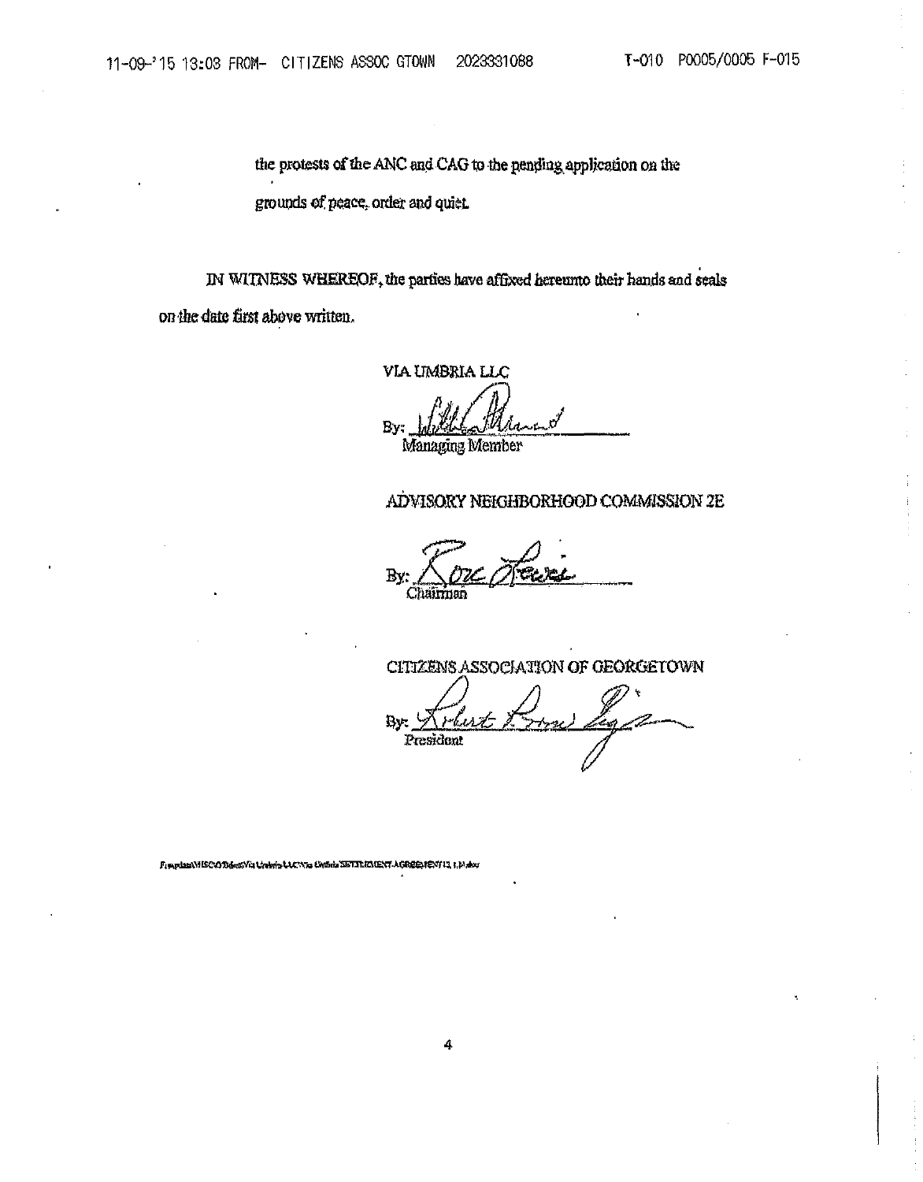the protests of the ANC and CAG to the pending application on the grounds of peace, order and quiet.

IN WITNESS WHEREOF, the parties have affixed hereunto their hands and seals on the date first above written.

VIA UMBRIA LLC

By: ______________________
Managing Member

ADVISORY NEIGHBORHOOD COMMISSION 2E

By: ______________________
Chairman

CITIZENS ASSOCIATION OF GEORGETOWN

By: ______________________
President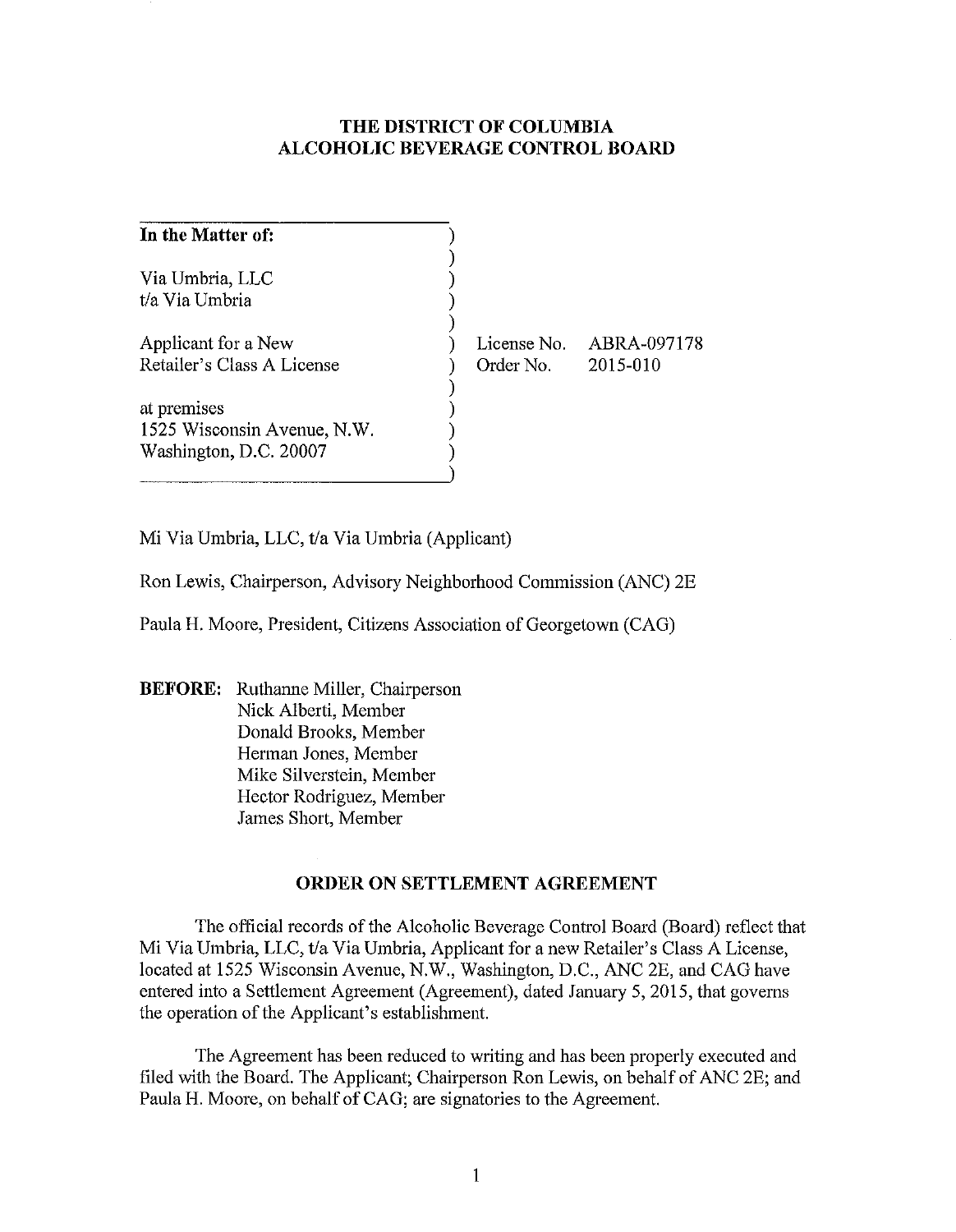# THE DISTRICT OF COLUMBIA ALCOHOLIC BEVERAGE CONTROL BOARD

| In the Matter of: | | |
|---|---|---|
| Via Umbria, LLC<br>t/a Via Umbria | | |
| Applicant for a New<br>Retailer's Class A License | License No.<br>Order No. | ABRA-097178<br>2015-010 |
| at premises<br>1525 Wisconsin Avenue, N.W.<br>Washington, D.C. 20007 | | |

Mi Via Umbria, LLC, t/a Via Umbria (Applicant)

Ron Lewis, Chairperson, Advisory Neighborhood Commission (ANC) 2E

Paula H. Moore, President, Citizens Association of Georgetown (CAG)

**BEFORE:** Ruthanne Miller, Chairperson
Nick Alberti, Member
Donald Brooks, Member
Herman Jones, Member
Mike Silverstein, Member
Hector Rodriguez, Member
James Short, Member

## ORDER ON SETTLEMENT AGREEMENT

The official records of the Alcoholic Beverage Control Board (Board) reflect that Mi Via Umbria, LLC, t/a Via Umbria, Applicant for a new Retailer's Class A License, located at 1525 Wisconsin Avenue, N.W., Washington, D.C., ANC 2E, and CAG have entered into a Settlement Agreement (Agreement), dated January 5, 2015, that governs the operation of the Applicant's establishment.

The Agreement has been reduced to writing and has been properly executed and filed with the Board. The Applicant; Chairperson Ron Lewis, on behalf of ANC 2E; and Paula H. Moore, on behalf of CAG; are signatories to the Agreement.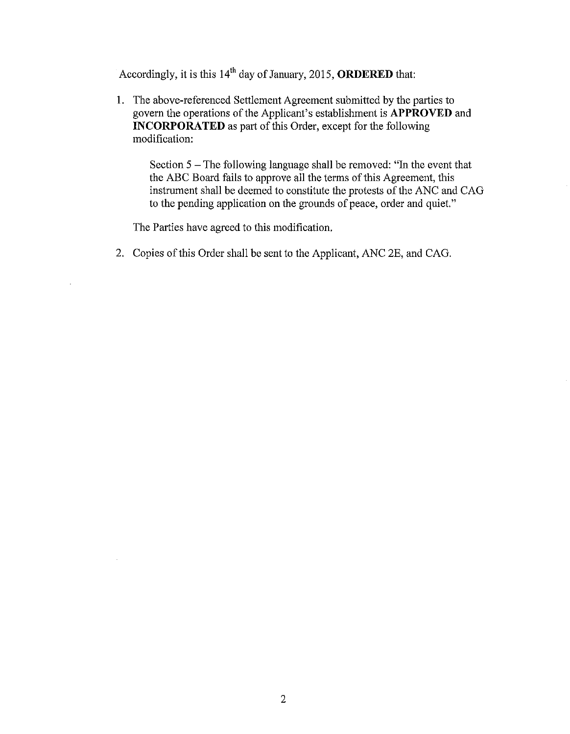Accordingly, it is this 14th day of January, 2015, **ORDERED** that:

1. The above-referenced Settlement Agreement submitted by the parties to govern the operations of the Applicant's establishment is **APPROVED** and **INCORPORATED** as part of this Order, except for the following modification:

   Section 5 – The following language shall be removed: "In the event that the ABC Board fails to approve all the terms of this Agreement, this instrument shall be deemed to constitute the protests of the ANC and CAG to the pending application on the grounds of peace, order and quiet."

   The Parties have agreed to this modification.

2. Copies of this Order shall be sent to the Applicant, ANC 2E, and CAG.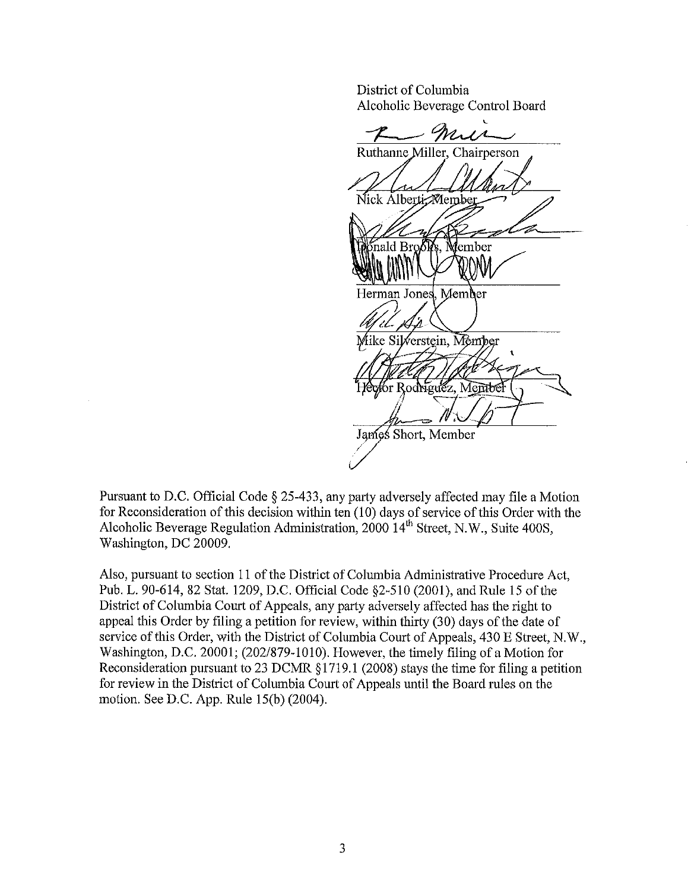District of Columbia
Alcoholic Beverage Control Board

Ruthanne Miller, Chairperson

Nick Alberti, Member

Donald Brooks, Member

Herman Jones, Member

Mike Silverstein, Member

Hector Rodriguez, Member

James Short, Member

Pursuant to D.C. Official Code § 25-433, any party adversely affected may file a Motion for Reconsideration of this decision within ten (10) days of service of this Order with the Alcoholic Beverage Regulation Administration, 2000 14th Street, N.W., Suite 400S, Washington, DC 20009.

Also, pursuant to section 11 of the District of Columbia Administrative Procedure Act, Pub. L. 90-614, 82 Stat. 1209, D.C. Official Code §2-510 (2001), and Rule 15 of the District of Columbia Court of Appeals, any party adversely affected has the right to appeal this Order by filing a petition for review, within thirty (30) days of the date of service of this Order, with the District of Columbia Court of Appeals, 430 E Street, N.W., Washington, D.C. 20001; (202/879-1010). However, the timely filing of a Motion for Reconsideration pursuant to 23 DCMR §1719.1 (2008) stays the time for filing a petition for review in the District of Columbia Court of Appeals until the Board rules on the motion. See D.C. App. Rule 15(b) (2004).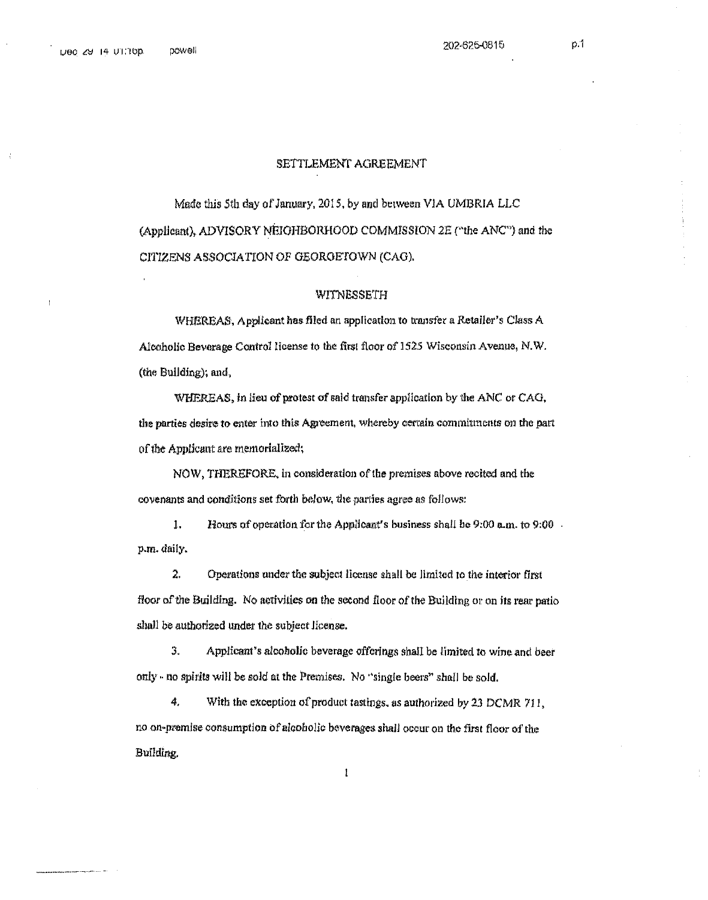# SETTLEMENT AGREEMENT

Made this 5th day of January, 2015, by and between VIA UMBRIA LLC (Applicant), ADVISORY NEIGHBORHOOD COMMISSION 2E ("the ANC") and the CITIZENS ASSOCIATION OF GEORGETOWN (CAG).

## WITNESSETH

WHEREAS, Applicant has filed an application to transfer a Retailer's Class A Alcoholic Beverage Control license to the first floor of 1525 Wisconsin Avenue, N.W. (the Building); and,

WHEREAS, in lieu of protest of said transfer application by the ANC or CAG, the parties desire to enter into this Agreement, whereby certain commitments on the part of the Applicant are memorialized;

NOW, THEREFORE, in consideration of the premises above recited and the covenants and conditions set forth below, the parties agree as follows:

1. Hours of operation for the Applicant's business shall be 9:00 a.m. to 9:00 p.m. daily.

2. Operations under the subject license shall be limited to the interior first floor of the Building. No activities on the second floor of the Building or on its rear patio shall be authorized under the subject license.

3. Applicant's alcoholic beverage offerings shall be limited to wine and beer only - no spirits will be sold at the Premises. No "single beers" shall be sold.

4. With the exception of product tastings, as authorized by 23 DCMR 711, no on-premise consumption of alcoholic beverages shall occur on the first floor of the Building.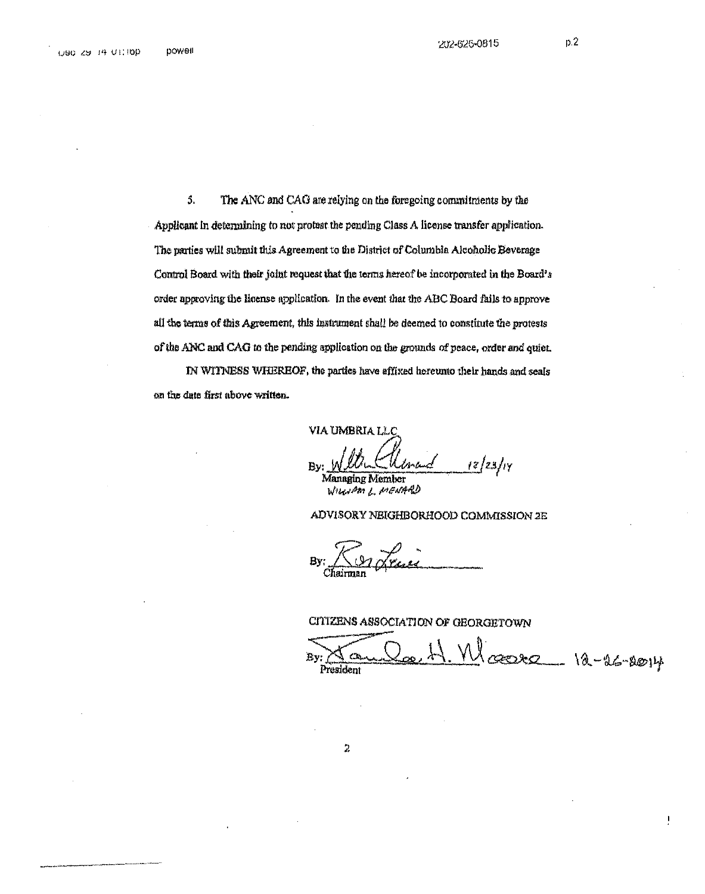5. The ANC and CAG are relying on the foregoing commitments by the Applicant in determining to not protest the pending Class A license transfer application. The parties will submit this Agreement to the District of Columbia Alcoholic Beverage Control Board with their joint request that the terms hereof be incorporated in the Board's order approving the license application. In the event that the ABC Board fails to approve all the terms of this Agreement, this instrument shall be deemed to constitute the protests of the ANC and CAG to the pending application on the grounds of peace, order and quiet.

IN WITNESS WHEREOF, the parties have affixed hereunto their hands and seals on the date first above written.

VIA UMBRIA LLC

By: _William L. Menard_ 12/23/14
Managing Member
WILLIAM L. MENARD

ADVISORY NEIGHBORHOOD COMMISSION 2E

By: _Ron Lewis_
Chairman

CITIZENS ASSOCIATION OF GEORGETOWN

By: _Jennifer H. Moore_ 12-26-2014
President